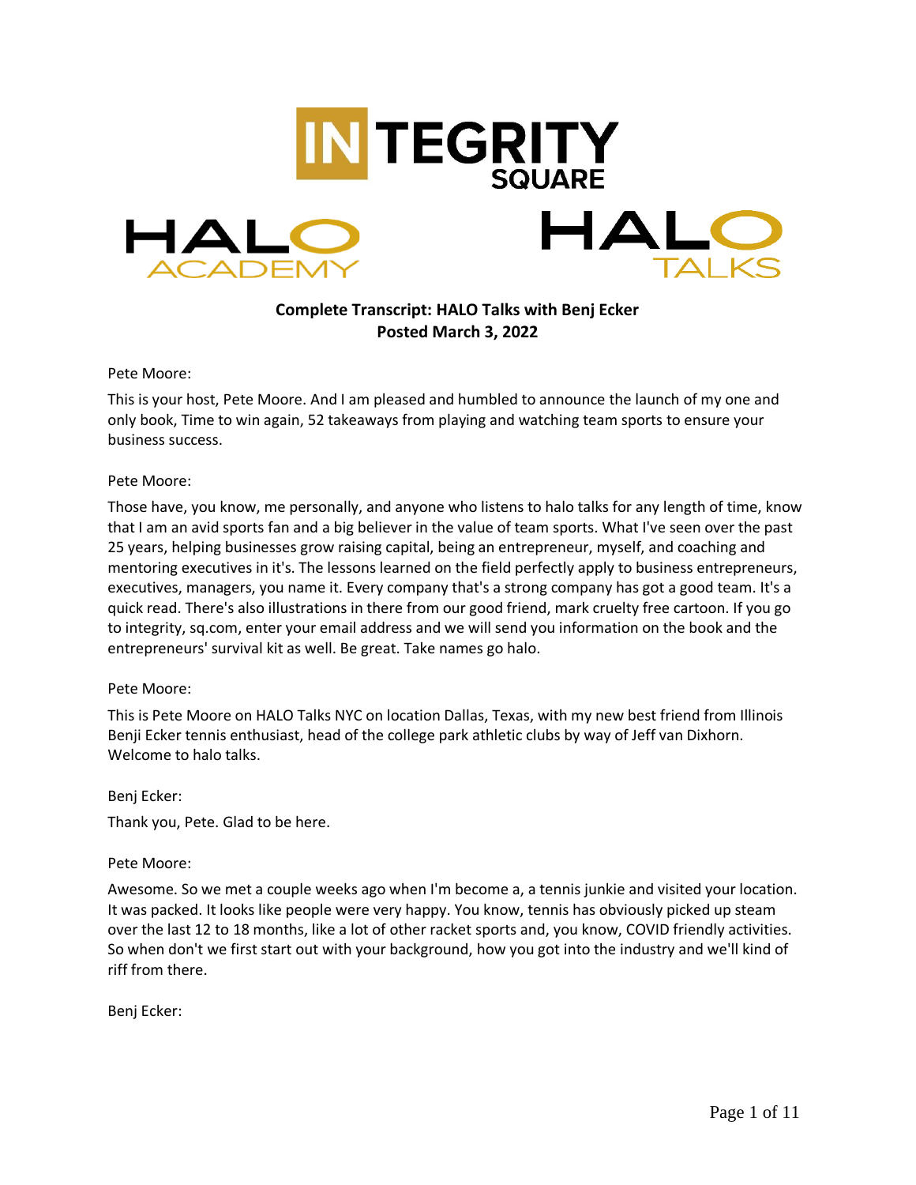# Complete Transcript: HALO Talks with Benj Ecker
**Posted March 3, 2022**

Pete Moore:

This is your host, Pete Moore. And I am pleased and humbled to announce the launch of my one and only book, Time to win again, 52 takeaways from playing and watching team sports to ensure your business success.

Pete Moore:

Those have, you know, me personally, and anyone who listens to halo talks for any length of time, know that I am an avid sports fan and a big believer in the value of team sports. What I've seen over the past 25 years, helping businesses grow raising capital, being an entrepreneur, myself, and coaching and mentoring executives in it's. The lessons learned on the field perfectly apply to business entrepreneurs, executives, managers, you name it. Every company that's a strong company has got a good team. It's a quick read. There's also illustrations in there from our good friend, mark cruelty free cartoon. If you go to integrity, sq.com, enter your email address and we will send you information on the book and the entrepreneurs' survival kit as well. Be great. Take names go halo.

Pete Moore:

This is Pete Moore on HALO Talks NYC on location Dallas, Texas, with my new best friend from Illinois Benji Ecker tennis enthusiast, head of the college park athletic clubs by way of Jeff van Dixhorn. Welcome to halo talks.

Benj Ecker:

Thank you, Pete. Glad to be here.

Pete Moore:

Awesome. So we met a couple weeks ago when I'm become a, a tennis junkie and visited your location. It was packed. It looks like people were very happy. You know, tennis has obviously picked up steam over the last 12 to 18 months, like a lot of other racket sports and, you know, COVID friendly activities. So when don't we first start out with your background, how you got into the industry and we'll kind of riff from there.

Benj Ecker: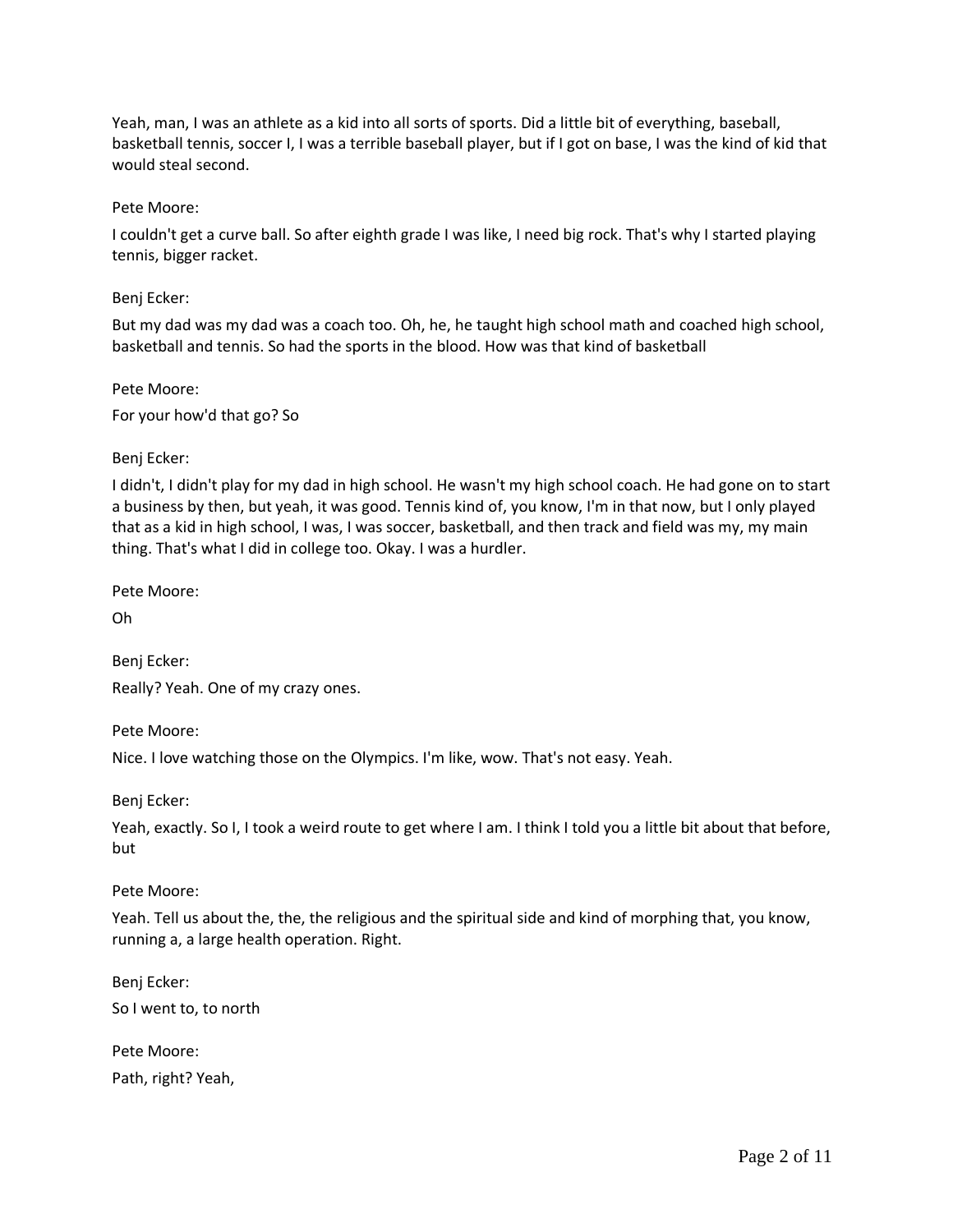Yeah, man, I was an athlete as a kid into all sorts of sports. Did a little bit of everything, baseball, basketball tennis, soccer I, I was a terrible baseball player, but if I got on base, I was the kind of kid that would steal second.

Pete Moore:

I couldn't get a curve ball. So after eighth grade I was like, I need big rock. That's why I started playing tennis, bigger racket.

Benj Ecker:

But my dad was my dad was a coach too. Oh, he, he taught high school math and coached high school, basketball and tennis. So had the sports in the blood. How was that kind of basketball

Pete Moore:

For your how'd that go? So

Benj Ecker:

I didn't, I didn't play for my dad in high school. He wasn't my high school coach. He had gone on to start a business by then, but yeah, it was good. Tennis kind of, you know, I'm in that now, but I only played that as a kid in high school, I was, I was soccer, basketball, and then track and field was my, my main thing. That's what I did in college too. Okay. I was a hurdler.

Pete Moore:

Oh

Benj Ecker:

Really? Yeah. One of my crazy ones.

Pete Moore:

Nice. I love watching those on the Olympics. I'm like, wow. That's not easy. Yeah.

Benj Ecker:

Yeah, exactly. So I, I took a weird route to get where I am. I think I told you a little bit about that before, but

Pete Moore:

Yeah. Tell us about the, the, the religious and the spiritual side and kind of morphing that, you know, running a, a large health operation. Right.

Benj Ecker:

So I went to, to north

Pete Moore:

Path, right? Yeah,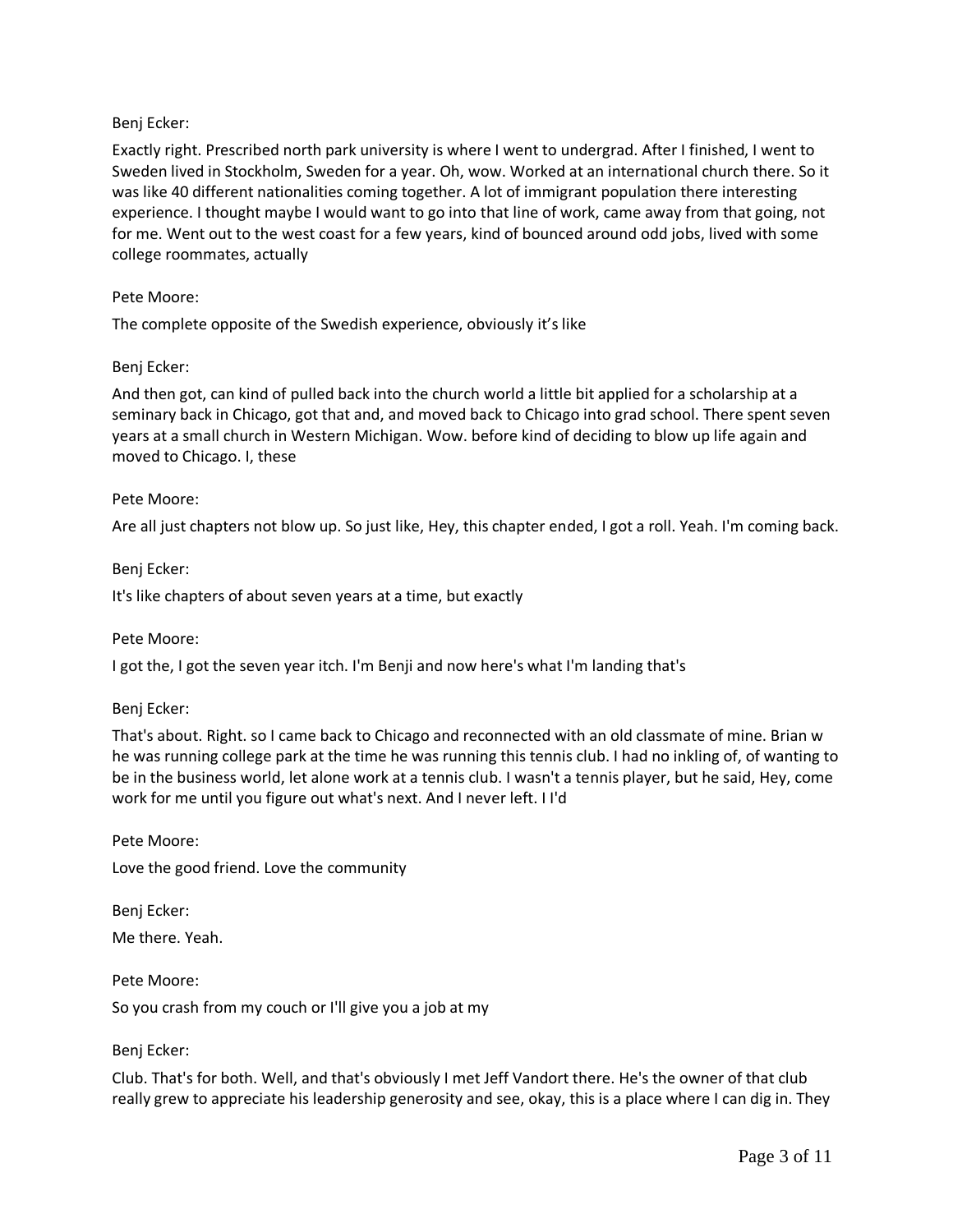Benj Ecker:

Exactly right. Prescribed north park university is where I went to undergrad. After I finished, I went to Sweden lived in Stockholm, Sweden for a year. Oh, wow. Worked at an international church there. So it was like 40 different nationalities coming together. A lot of immigrant population there interesting experience. I thought maybe I would want to go into that line of work, came away from that going, not for me. Went out to the west coast for a few years, kind of bounced around odd jobs, lived with some college roommates, actually

Pete Moore:

The complete opposite of the Swedish experience, obviously it's like

Benj Ecker:

And then got, can kind of pulled back into the church world a little bit applied for a scholarship at a seminary back in Chicago, got that and, and moved back to Chicago into grad school. There spent seven years at a small church in Western Michigan. Wow. before kind of deciding to blow up life again and moved to Chicago. I, these

Pete Moore:

Are all just chapters not blow up. So just like, Hey, this chapter ended, I got a roll. Yeah. I'm coming back.

Benj Ecker:

It's like chapters of about seven years at a time, but exactly

Pete Moore:

I got the, I got the seven year itch. I'm Benji and now here's what I'm landing that's

Benj Ecker:

That's about. Right. so I came back to Chicago and reconnected with an old classmate of mine. Brian w he was running college park at the time he was running this tennis club. I had no inkling of, of wanting to be in the business world, let alone work at a tennis club. I wasn't a tennis player, but he said, Hey, come work for me until you figure out what's next. And I never left. I I'd

Pete Moore:

Love the good friend. Love the community

Benj Ecker:

Me there. Yeah.

Pete Moore:

So you crash from my couch or I'll give you a job at my

Benj Ecker:

Club. That's for both. Well, and that's obviously I met Jeff Vandort there. He's the owner of that club really grew to appreciate his leadership generosity and see, okay, this is a place where I can dig in. They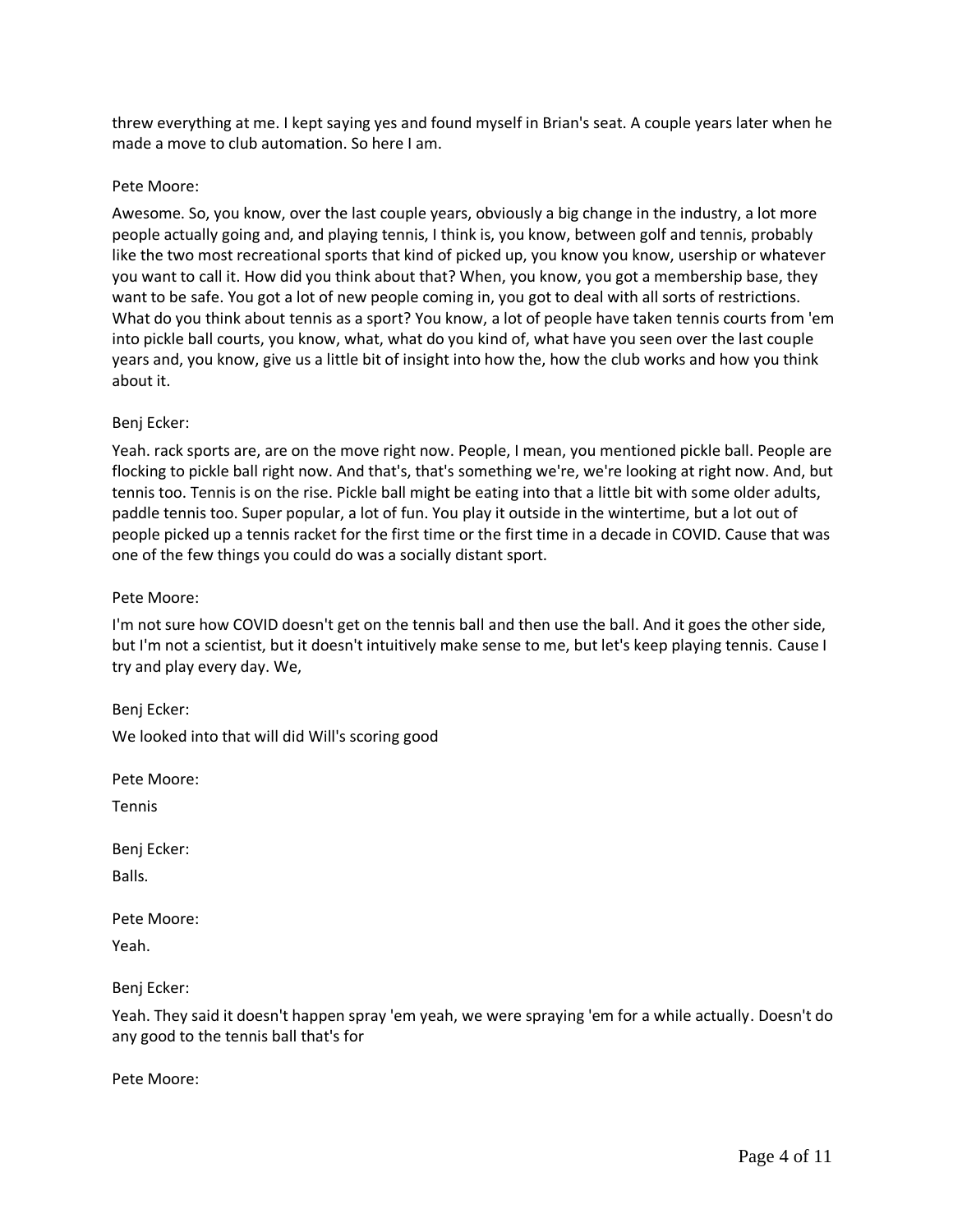threw everything at me. I kept saying yes and found myself in Brian's seat. A couple years later when he made a move to club automation. So here I am.

Pete Moore:

Awesome. So, you know, over the last couple years, obviously a big change in the industry, a lot more people actually going and, and playing tennis, I think is, you know, between golf and tennis, probably like the two most recreational sports that kind of picked up, you know you know, usership or whatever you want to call it. How did you think about that? When, you know, you got a membership base, they want to be safe. You got a lot of new people coming in, you got to deal with all sorts of restrictions. What do you think about tennis as a sport? You know, a lot of people have taken tennis courts from 'em into pickle ball courts, you know, what, what do you kind of, what have you seen over the last couple years and, you know, give us a little bit of insight into how the, how the club works and how you think about it.

Benj Ecker:

Yeah. rack sports are, are on the move right now. People, I mean, you mentioned pickle ball. People are flocking to pickle ball right now. And that's, that's something we're, we're looking at right now. And, but tennis too. Tennis is on the rise. Pickle ball might be eating into that a little bit with some older adults, paddle tennis too. Super popular, a lot of fun. You play it outside in the wintertime, but a lot out of people picked up a tennis racket for the first time or the first time in a decade in COVID. Cause that was one of the few things you could do was a socially distant sport.

Pete Moore:

I'm not sure how COVID doesn't get on the tennis ball and then use the ball. And it goes the other side, but I'm not a scientist, but it doesn't intuitively make sense to me, but let's keep playing tennis. Cause I try and play every day. We,

Benj Ecker:

We looked into that will did Will's scoring good

Pete Moore:

Tennis

Benj Ecker:

Balls.

Pete Moore:

Yeah.

Benj Ecker:

Yeah. They said it doesn't happen spray 'em yeah, we were spraying 'em for a while actually. Doesn't do any good to the tennis ball that's for

Pete Moore: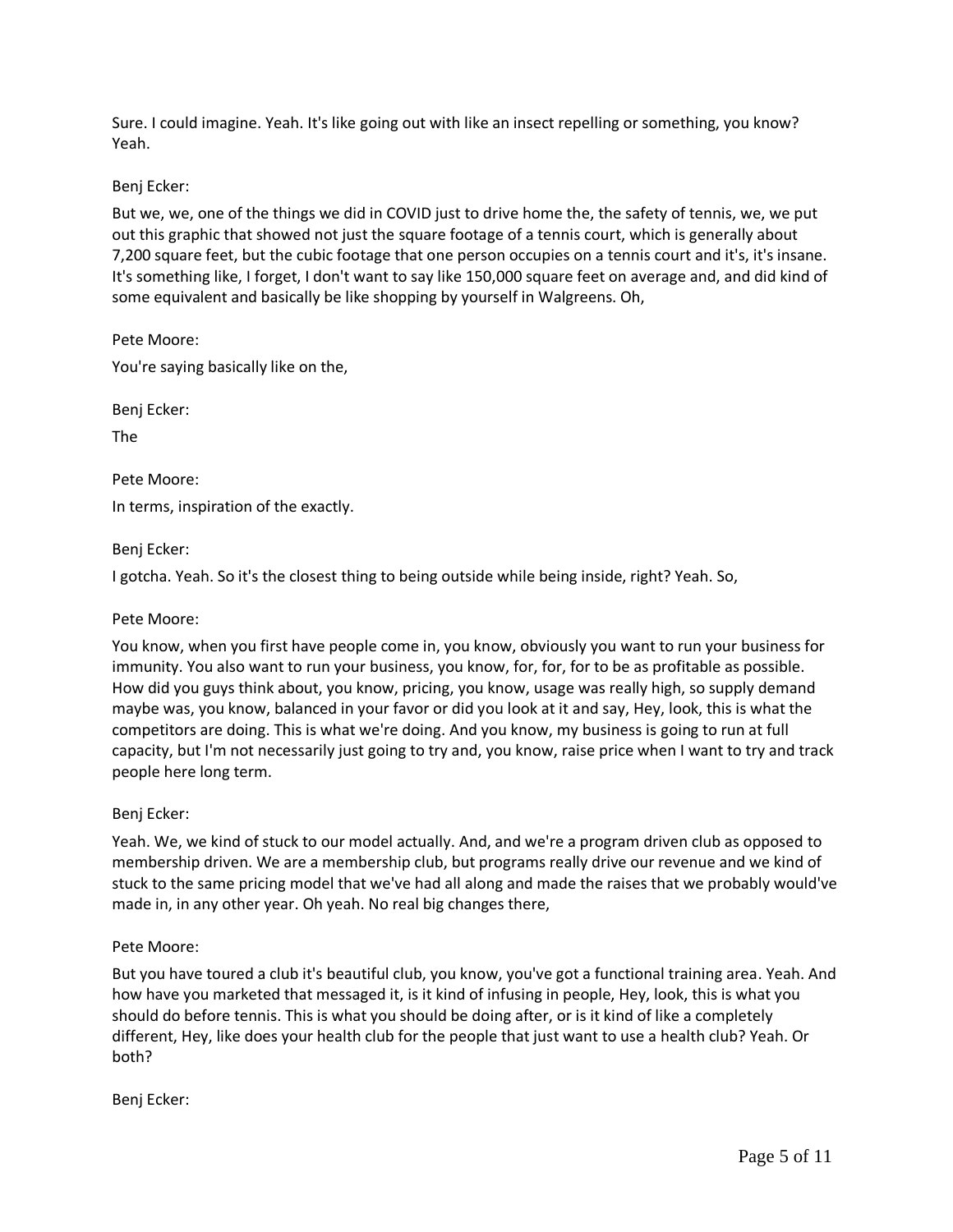Sure. I could imagine. Yeah. It's like going out with like an insect repelling or something, you know? Yeah.

Benj Ecker:

But we, we, one of the things we did in COVID just to drive home the, the safety of tennis, we, we put out this graphic that showed not just the square footage of a tennis court, which is generally about 7,200 square feet, but the cubic footage that one person occupies on a tennis court and it's, it's insane. It's something like, I forget, I don't want to say like 150,000 square feet on average and, and did kind of some equivalent and basically be like shopping by yourself in Walgreens. Oh,

Pete Moore:

You're saying basically like on the,

Benj Ecker:

The

Pete Moore:

In terms, inspiration of the exactly.

Benj Ecker:

I gotcha. Yeah. So it's the closest thing to being outside while being inside, right? Yeah. So,

Pete Moore:

You know, when you first have people come in, you know, obviously you want to run your business for immunity. You also want to run your business, you know, for, for, for to be as profitable as possible. How did you guys think about, you know, pricing, you know, usage was really high, so supply demand maybe was, you know, balanced in your favor or did you look at it and say, Hey, look, this is what the competitors are doing. This is what we're doing. And you know, my business is going to run at full capacity, but I'm not necessarily just going to try and, you know, raise price when I want to try and track people here long term.

Benj Ecker:

Yeah. We, we kind of stuck to our model actually. And, and we're a program driven club as opposed to membership driven. We are a membership club, but programs really drive our revenue and we kind of stuck to the same pricing model that we've had all along and made the raises that we probably would've made in, in any other year. Oh yeah. No real big changes there,

Pete Moore:

But you have toured a club it's beautiful club, you know, you've got a functional training area. Yeah. And how have you marketed that messaged it, is it kind of infusing in people, Hey, look, this is what you should do before tennis. This is what you should be doing after, or is it kind of like a completely different, Hey, like does your health club for the people that just want to use a health club? Yeah. Or both?

Benj Ecker: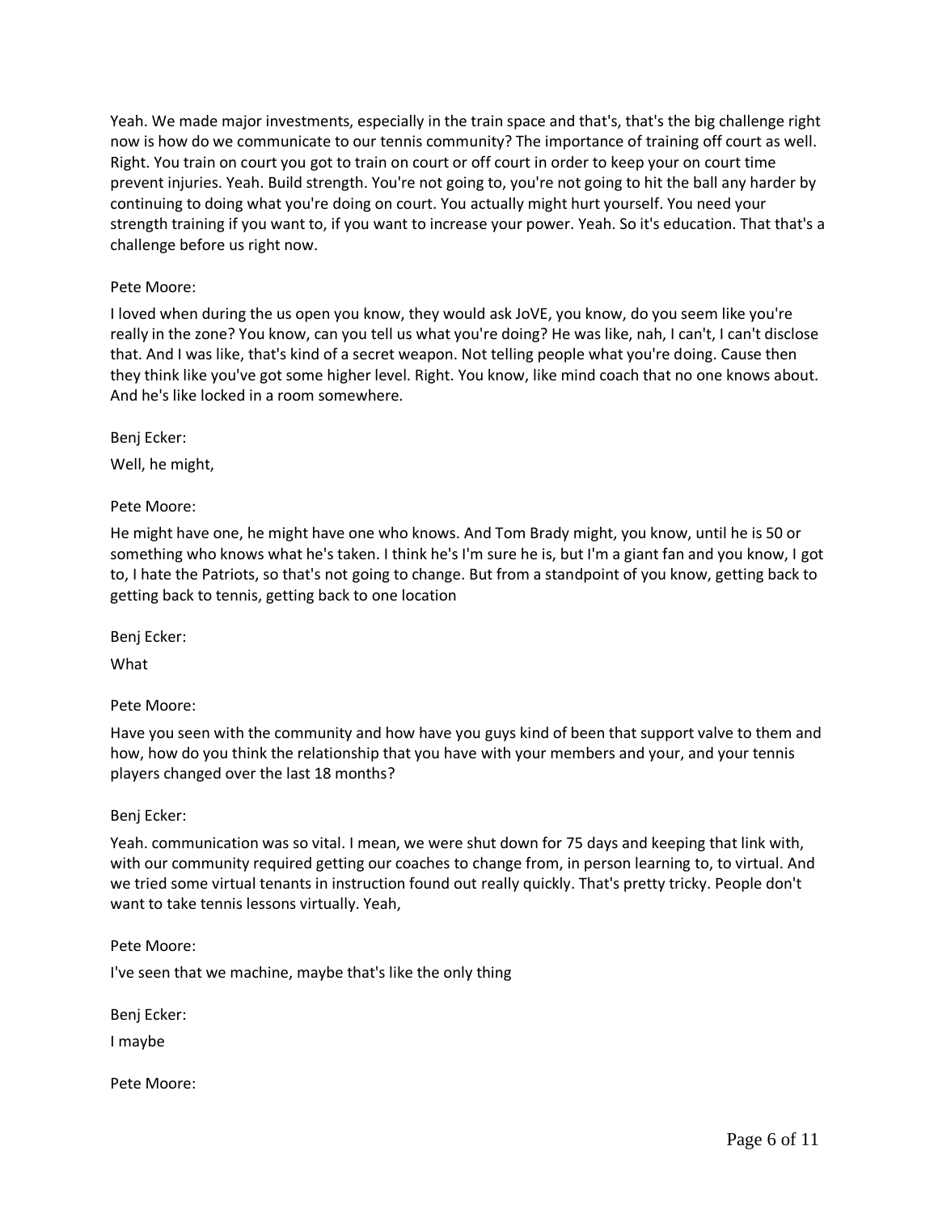Yeah. We made major investments, especially in the train space and that's, that's the big challenge right now is how do we communicate to our tennis community? The importance of training off court as well. Right. You train on court you got to train on court or off court in order to keep your on court time prevent injuries. Yeah. Build strength. You're not going to, you're not going to hit the ball any harder by continuing to doing what you're doing on court. You actually might hurt yourself. You need your strength training if you want to, if you want to increase your power. Yeah. So it's education. That that's a challenge before us right now.

Pete Moore:

I loved when during the us open you know, they would ask JoVE, you know, do you seem like you're really in the zone? You know, can you tell us what you're doing? He was like, nah, I can't, I can't disclose that. And I was like, that's kind of a secret weapon. Not telling people what you're doing. Cause then they think like you've got some higher level. Right. You know, like mind coach that no one knows about. And he's like locked in a room somewhere.

Benj Ecker:

Well, he might,

Pete Moore:

He might have one, he might have one who knows. And Tom Brady might, you know, until he is 50 or something who knows what he's taken. I think he's I'm sure he is, but I'm a giant fan and you know, I got to, I hate the Patriots, so that's not going to change. But from a standpoint of you know, getting back to getting back to tennis, getting back to one location

Benj Ecker:

What

Pete Moore:

Have you seen with the community and how have you guys kind of been that support valve to them and how, how do you think the relationship that you have with your members and your, and your tennis players changed over the last 18 months?

Benj Ecker:

Yeah. communication was so vital. I mean, we were shut down for 75 days and keeping that link with, with our community required getting our coaches to change from, in person learning to, to virtual. And we tried some virtual tenants in instruction found out really quickly. That's pretty tricky. People don't want to take tennis lessons virtually. Yeah,

Pete Moore:

I've seen that we machine, maybe that's like the only thing

Benj Ecker:

I maybe

Pete Moore: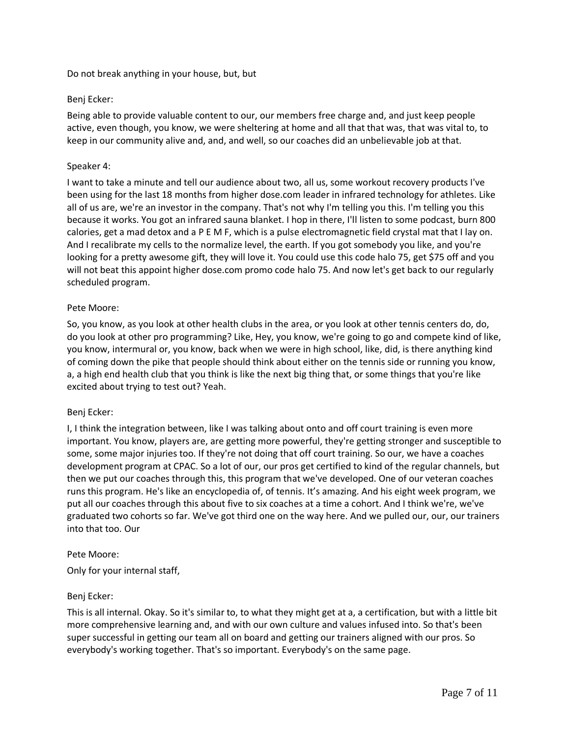Do not break anything in your house, but, but

Benj Ecker:

Being able to provide valuable content to our, our members free charge and, and just keep people active, even though, you know, we were sheltering at home and all that that was, that was vital to, to keep in our community alive and, and, and well, so our coaches did an unbelievable job at that.

Speaker 4:

I want to take a minute and tell our audience about two, all us, some workout recovery products I've been using for the last 18 months from higher dose.com leader in infrared technology for athletes. Like all of us are, we're an investor in the company. That's not why I'm telling you this. I'm telling you this because it works. You got an infrared sauna blanket. I hop in there, I'll listen to some podcast, burn 800 calories, get a mad detox and a P E M F, which is a pulse electromagnetic field crystal mat that I lay on. And I recalibrate my cells to the normalize level, the earth. If you got somebody you like, and you're looking for a pretty awesome gift, they will love it. You could use this code halo 75, get $75 off and you will not beat this appoint higher dose.com promo code halo 75. And now let's get back to our regularly scheduled program.

Pete Moore:

So, you know, as you look at other health clubs in the area, or you look at other tennis centers do, do, do you look at other pro programming? Like, Hey, you know, we're going to go and compete kind of like, you know, intermural or, you know, back when we were in high school, like, did, is there anything kind of coming down the pike that people should think about either on the tennis side or running you know, a, a high end health club that you think is like the next big thing that, or some things that you're like excited about trying to test out? Yeah.

Benj Ecker:

I, I think the integration between, like I was talking about onto and off court training is even more important. You know, players are, are getting more powerful, they're getting stronger and susceptible to some, some major injuries too. If they're not doing that off court training. So our, we have a coaches development program at CPAC. So a lot of our, our pros get certified to kind of the regular channels, but then we put our coaches through this, this program that we've developed. One of our veteran coaches runs this program. He's like an encyclopedia of, of tennis. It's amazing. And his eight week program, we put all our coaches through this about five to six coaches at a time a cohort. And I think we're, we've graduated two cohorts so far. We've got third one on the way here. And we pulled our, our, our trainers into that too. Our

Pete Moore:

Only for your internal staff,

Benj Ecker:

This is all internal. Okay. So it's similar to, to what they might get at a, a certification, but with a little bit more comprehensive learning and, and with our own culture and values infused into. So that's been super successful in getting our team all on board and getting our trainers aligned with our pros. So everybody's working together. That's so important. Everybody's on the same page.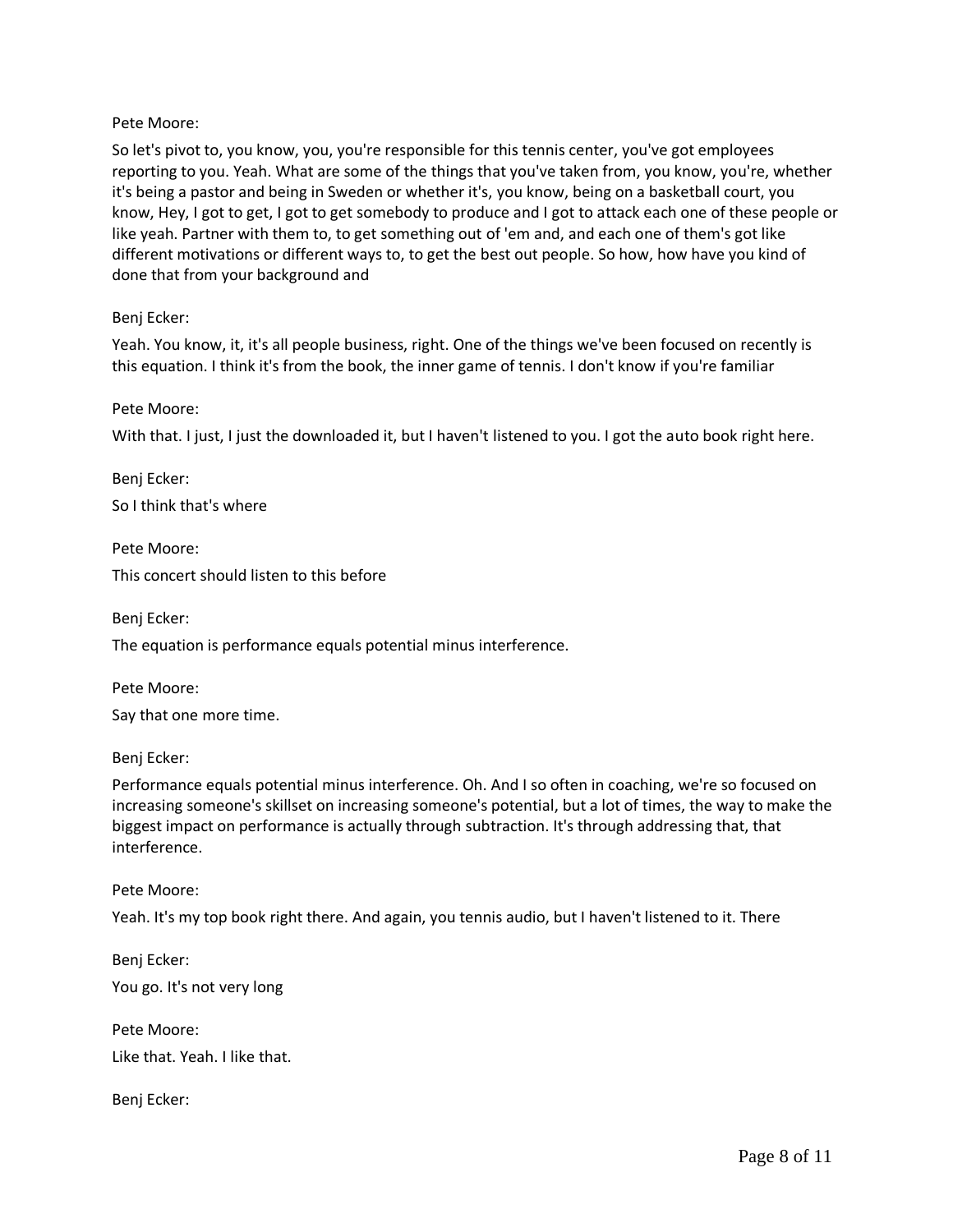Pete Moore:

So let's pivot to, you know, you, you're responsible for this tennis center, you've got employees reporting to you. Yeah. What are some of the things that you've taken from, you know, you're, whether it's being a pastor and being in Sweden or whether it's, you know, being on a basketball court, you know, Hey, I got to get, I got to get somebody to produce and I got to attack each one of these people or like yeah. Partner with them to, to get something out of 'em and, and each one of them's got like different motivations or different ways to, to get the best out people. So how, how have you kind of done that from your background and

Benj Ecker:

Yeah. You know, it, it's all people business, right. One of the things we've been focused on recently is this equation. I think it's from the book, the inner game of tennis. I don't know if you're familiar

Pete Moore:

With that. I just, I just the downloaded it, but I haven't listened to you. I got the auto book right here.

Benj Ecker:

So I think that's where

Pete Moore:

This concert should listen to this before

Benj Ecker:

The equation is performance equals potential minus interference.

Pete Moore:

Say that one more time.

Benj Ecker:

Performance equals potential minus interference. Oh. And I so often in coaching, we're so focused on increasing someone's skillset on increasing someone's potential, but a lot of times, the way to make the biggest impact on performance is actually through subtraction. It's through addressing that, that interference.

Pete Moore:

Yeah. It's my top book right there. And again, you tennis audio, but I haven't listened to it. There

Benj Ecker:

You go. It's not very long

Pete Moore:

Like that. Yeah. I like that.

Benj Ecker: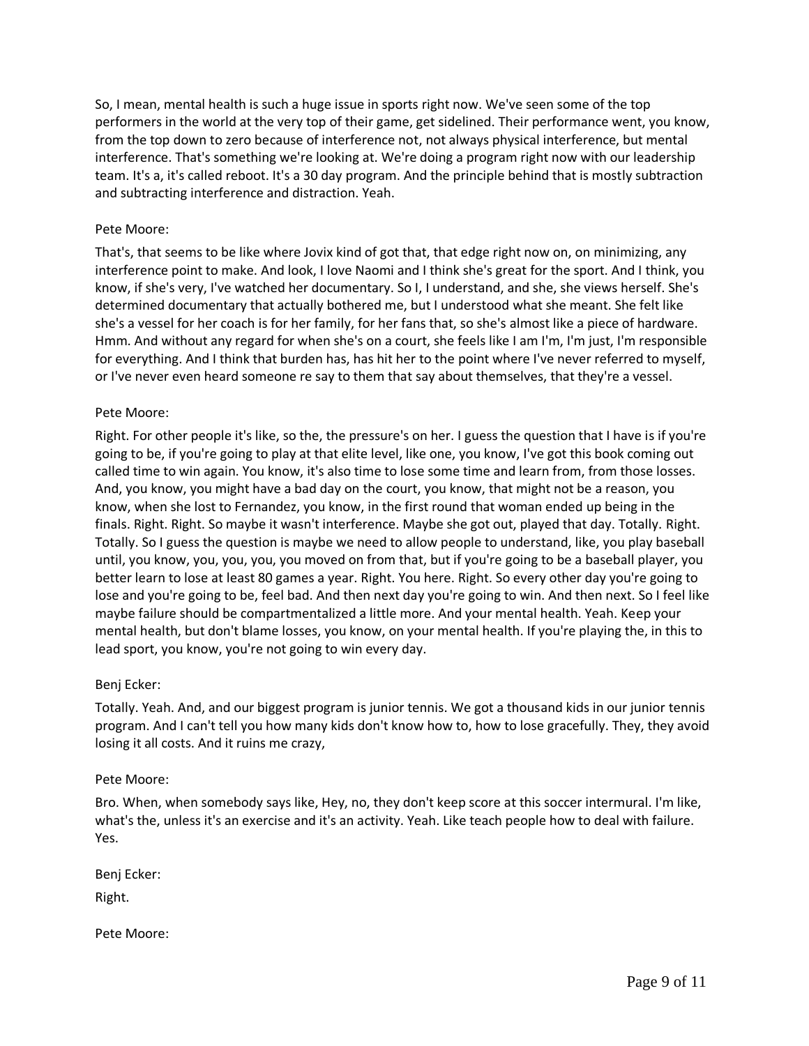So, I mean, mental health is such a huge issue in sports right now. We've seen some of the top performers in the world at the very top of their game, get sidelined. Their performance went, you know, from the top down to zero because of interference not, not always physical interference, but mental interference. That's something we're looking at. We're doing a program right now with our leadership team. It's a, it's called reboot. It's a 30 day program. And the principle behind that is mostly subtraction and subtracting interference and distraction. Yeah.

Pete Moore:

That's, that seems to be like where Jovix kind of got that, that edge right now on, on minimizing, any interference point to make. And look, I love Naomi and I think she's great for the sport. And I think, you know, if she's very, I've watched her documentary. So I, I understand, and she, she views herself. She's determined documentary that actually bothered me, but I understood what she meant. She felt like she's a vessel for her coach is for her family, for her fans that, so she's almost like a piece of hardware. Hmm. And without any regard for when she's on a court, she feels like I am I'm, I'm just, I'm responsible for everything. And I think that burden has, has hit her to the point where I've never referred to myself, or I've never even heard someone re say to them that say about themselves, that they're a vessel.

Pete Moore:

Right. For other people it's like, so the, the pressure's on her. I guess the question that I have is if you're going to be, if you're going to play at that elite level, like one, you know, I've got this book coming out called time to win again. You know, it's also time to lose some time and learn from, from those losses. And, you know, you might have a bad day on the court, you know, that might not be a reason, you know, when she lost to Fernandez, you know, in the first round that woman ended up being in the finals. Right. Right. So maybe it wasn't interference. Maybe she got out, played that day. Totally. Right. Totally. So I guess the question is maybe we need to allow people to understand, like, you play baseball until, you know, you, you, you, you moved on from that, but if you're going to be a baseball player, you better learn to lose at least 80 games a year. Right. You here. Right. So every other day you're going to lose and you're going to be, feel bad. And then next day you're going to win. And then next. So I feel like maybe failure should be compartmentalized a little more. And your mental health. Yeah. Keep your mental health, but don't blame losses, you know, on your mental health. If you're playing the, in this to lead sport, you know, you're not going to win every day.

Benj Ecker:

Totally. Yeah. And, and our biggest program is junior tennis. We got a thousand kids in our junior tennis program. And I can't tell you how many kids don't know how to, how to lose gracefully. They, they avoid losing it all costs. And it ruins me crazy,

Pete Moore:

Bro. When, when somebody says like, Hey, no, they don't keep score at this soccer intermural. I'm like, what's the, unless it's an exercise and it's an activity. Yeah. Like teach people how to deal with failure. Yes.

Benj Ecker:

Right.

Pete Moore: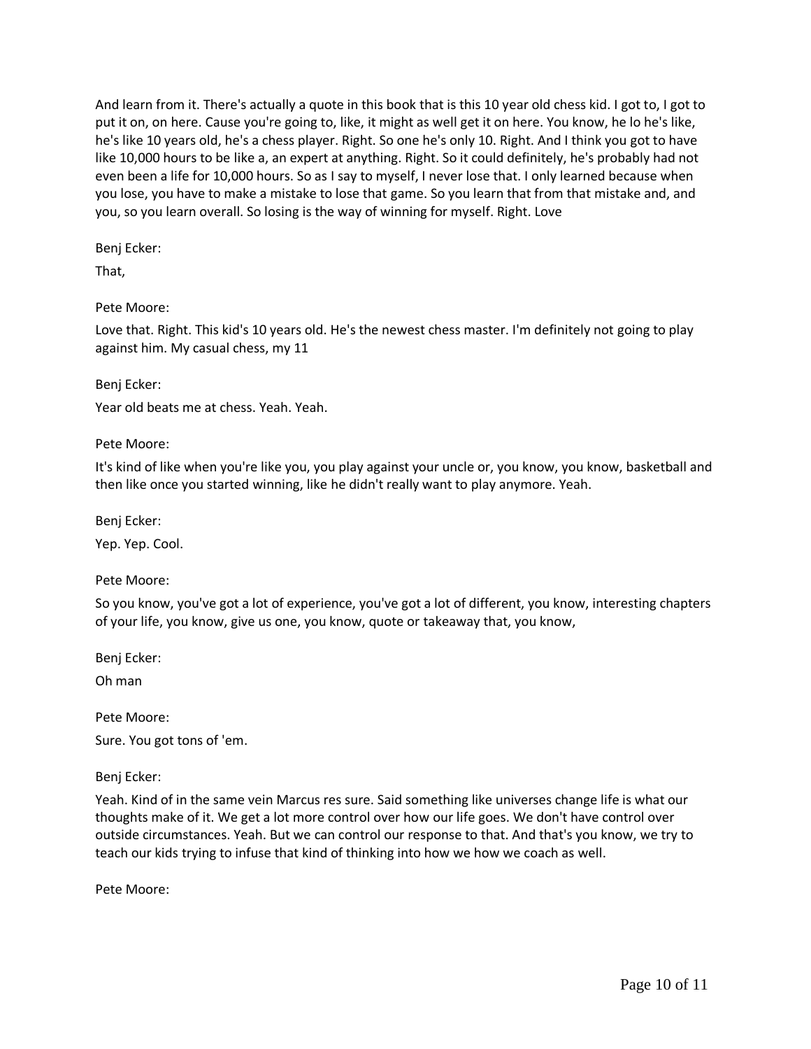And learn from it. There's actually a quote in this book that is this 10 year old chess kid. I got to, I got to put it on, on here. Cause you're going to, like, it might as well get it on here. You know, he lo he's like, he's like 10 years old, he's a chess player. Right. So one he's only 10. Right. And I think you got to have like 10,000 hours to be like a, an expert at anything. Right. So it could definitely, he's probably had not even been a life for 10,000 hours. So as I say to myself, I never lose that. I only learned because when you lose, you have to make a mistake to lose that game. So you learn that from that mistake and, and you, so you learn overall. So losing is the way of winning for myself. Right. Love

Benj Ecker:

That,

Pete Moore:

Love that. Right. This kid's 10 years old. He's the newest chess master. I'm definitely not going to play against him. My casual chess, my 11

Benj Ecker:

Year old beats me at chess. Yeah. Yeah.

Pete Moore:

It's kind of like when you're like you, you play against your uncle or, you know, you know, basketball and then like once you started winning, like he didn't really want to play anymore. Yeah.

Benj Ecker:

Yep. Yep. Cool.

Pete Moore:

So you know, you've got a lot of experience, you've got a lot of different, you know, interesting chapters of your life, you know, give us one, you know, quote or takeaway that, you know,

Benj Ecker:

Oh man

Pete Moore:

Sure. You got tons of 'em.

Benj Ecker:

Yeah. Kind of in the same vein Marcus res sure. Said something like universes change life is what our thoughts make of it. We get a lot more control over how our life goes. We don't have control over outside circumstances. Yeah. But we can control our response to that. And that's you know, we try to teach our kids trying to infuse that kind of thinking into how we how we coach as well.

Pete Moore: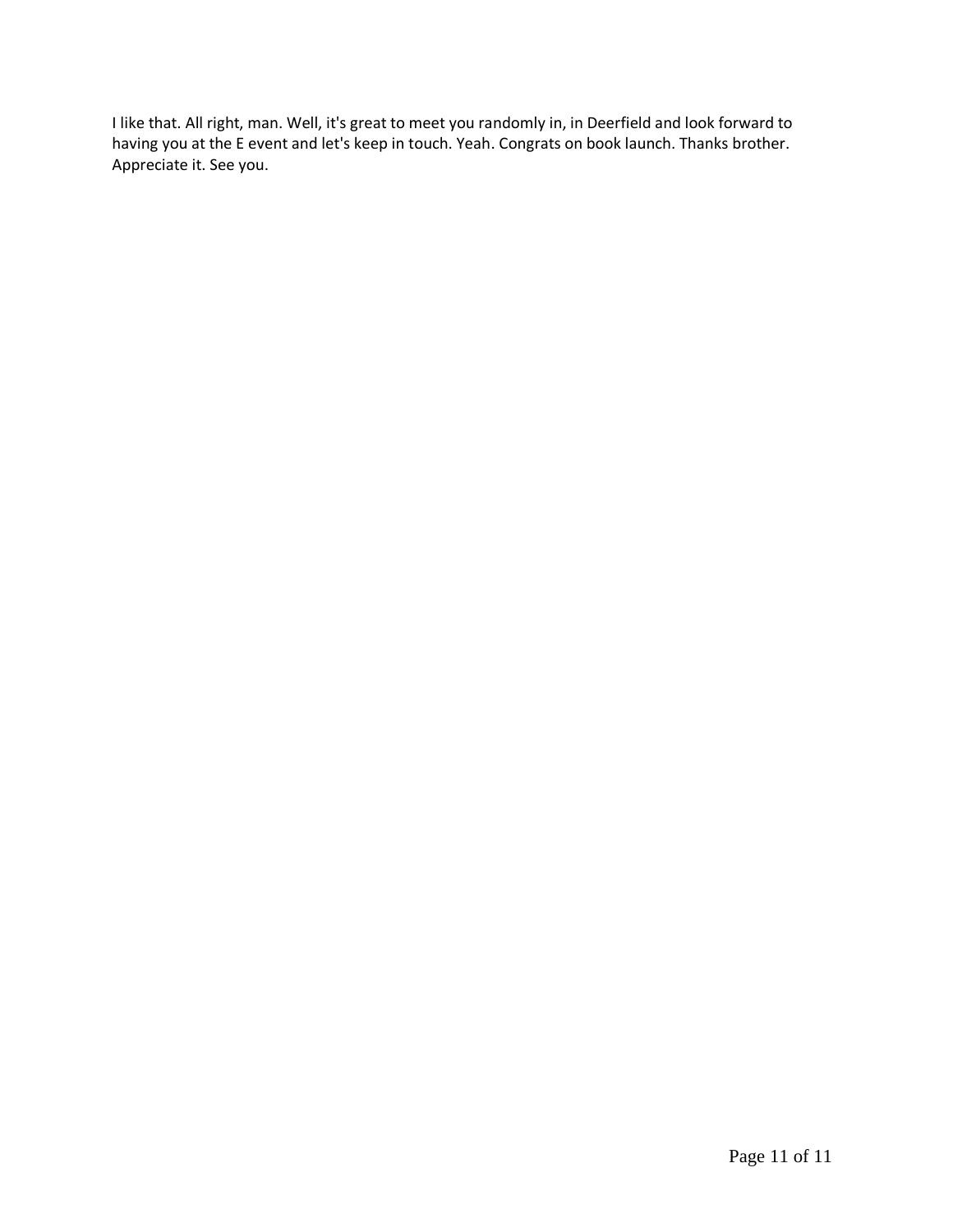I like that. All right, man. Well, it's great to meet you randomly in, in Deerfield and look forward to having you at the E event and let's keep in touch. Yeah. Congrats on book launch. Thanks brother. Appreciate it. See you.